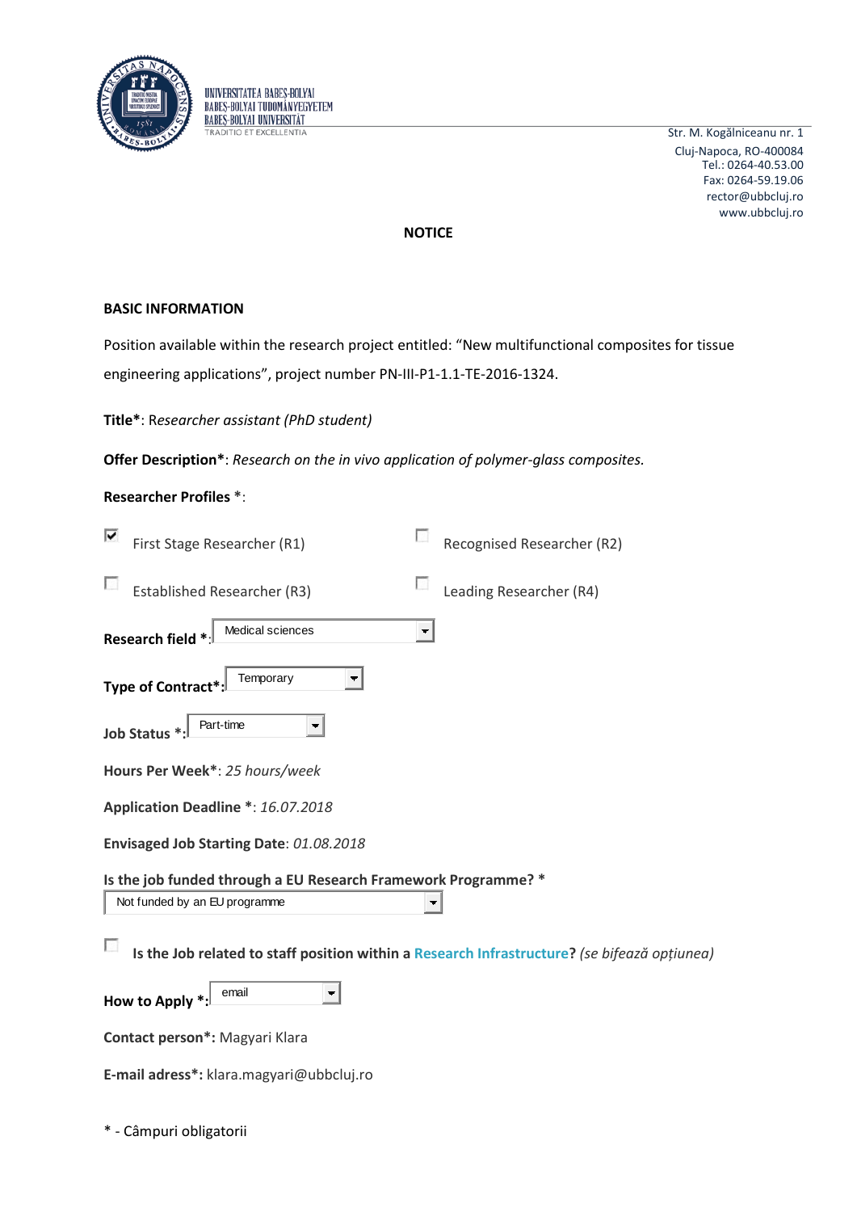UNIVERSITATEA BABEŞ-BOLYAI
BABEŞ-BOLYAI TUDOMÁNYEGYETEM
BABEŞ-BOLYAI UNIVERSITÄT
TRADITIO ET EXCELLENTIA

Str. M. Kogălniceanu nr. 1
Cluj-Napoca, RO-400084
Tel.: 0264-40.53.00
Fax: 0264-59.19.06
rector@ubbcluj.ro
www.ubbcluj.ro

# NOTICE

## BASIC INFORMATION

Position available within the research project entitled: "New multifunctional composites for tissue engineering applications", project number PN-III-P1-1.1-TE-2016-1324.

**Title***: R*esearcher assistant (PhD student)*

**Offer Description***: *Research on the in vivo application of polymer-glass composites.*

**Researcher Profiles** *:

- [x] First Stage Researcher (R1)
- [ ] Recognised Researcher (R2)
- [ ] Established Researcher (R3)
- [ ] Leading Researcher (R4)

**Research field ***: Medical sciences

**Type of Contract*:** Temporary

**Job Status ***: Part-time

**Hours Per Week***: *25 hours/week*

**Application Deadline ***: *16.07.2018*

**Envisaged Job Starting Date**: *01.08.2018*

**Is the job funded through a EU Research Framework Programme? ***
Not funded by an EU programme

- [ ] **Is the Job related to staff position within a Research Infrastructure?** *(se bifează opțiunea)*

**How to Apply ***: email

**Contact person*:** Magyari Klara

**E-mail adress*:** klara.magyari@ubbcluj.ro

* - Câmpuri obligatorii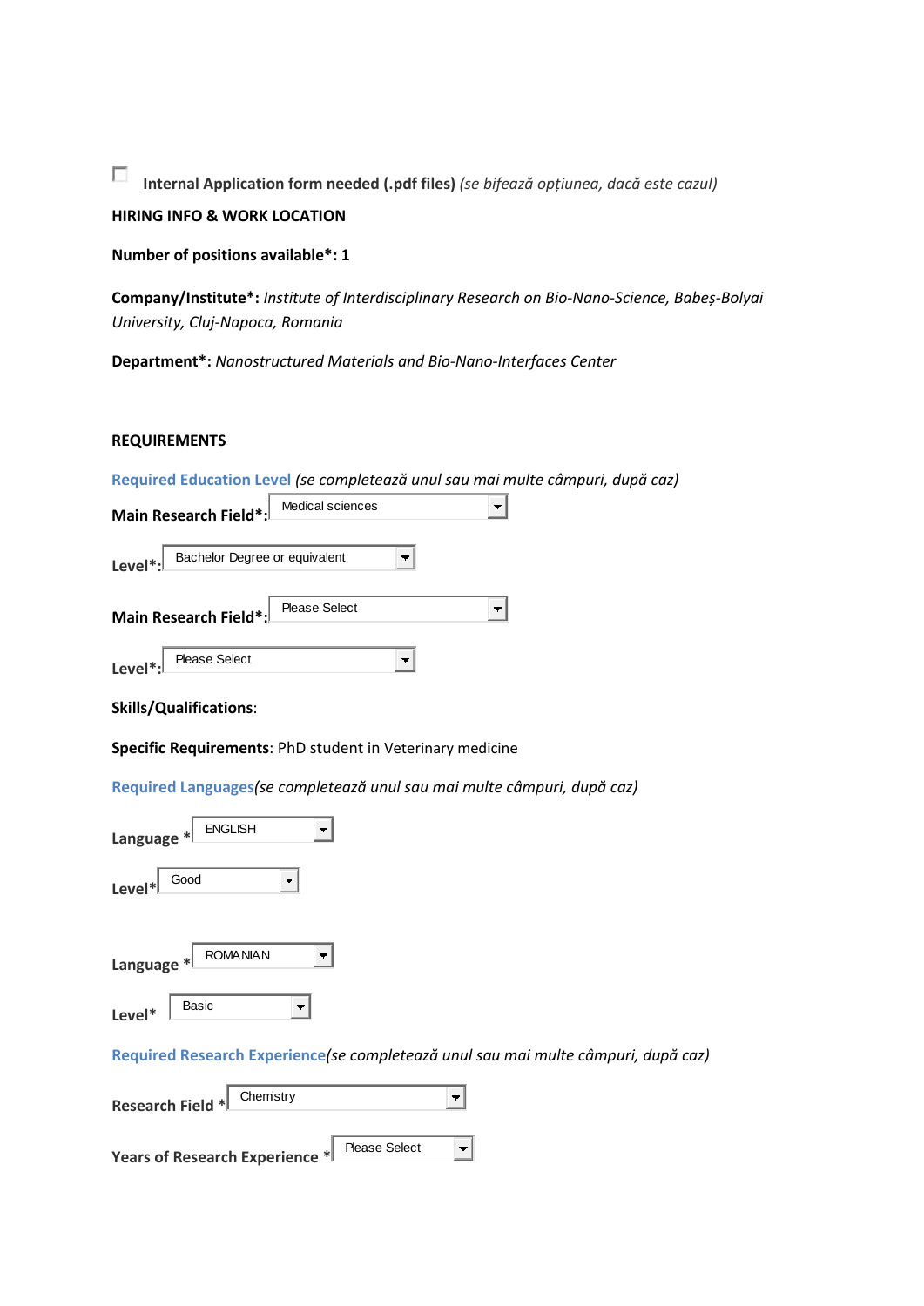☐ **Internal Application form needed (.pdf files)** *(se bifează opțiunea, dacă este cazul)*

**HIRING INFO & WORK LOCATION**

**Number of positions available*: 1**

**Company/Institute*:** *Institute of Interdisciplinary Research on Bio-Nano-Science, Babeș-Bolyai University, Cluj-Napoca, Romania*

**Department*:** *Nanostructured Materials and Bio-Nano-Interfaces Center*

**REQUIREMENTS**

**Required Education Level** *(se completează unul sau mai multe câmpuri, după caz)*

**Main Research Field*:** Medical sciences

**Level*:** Bachelor Degree or equivalent

**Main Research Field*:** Please Select

**Level*:** Please Select

**Skills/Qualifications**:

**Specific Requirements**: PhD student in Veterinary medicine

**Required Languages***(se completează unul sau mai multe câmpuri, după caz)*

**Language** *: ENGLISH

**Level***: Good

**Language** *: ROMANIAN

**Level***: Basic

**Required Research Experience***(se completează unul sau mai multe câmpuri, după caz)*

**Research Field** *: Chemistry

**Years of Research Experience** *: Please Select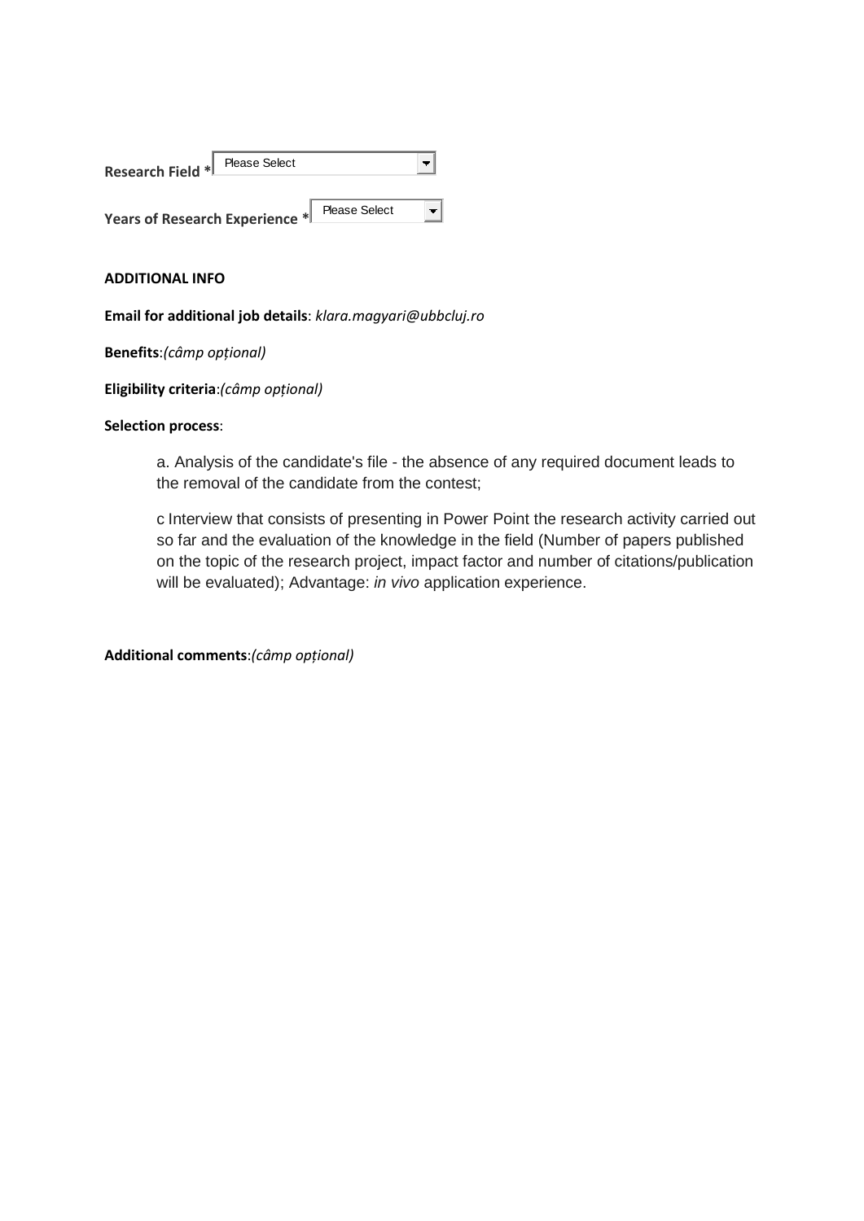**Research Field *** Please Select

**Years of Research Experience *** Please Select

**ADDITIONAL INFO**

**Email for additional job details**: *klara.magyari@ubbcluj.ro*

**Benefits**:*(câmp opțional)*

**Eligibility criteria**:*(câmp opțional)*

**Selection process**:

a. Analysis of the candidate's file - the absence of any required document leads to the removal of the candidate from the contest;

c Interview that consists of presenting in Power Point the research activity carried out so far and the evaluation of the knowledge in the field (Number of papers published on the topic of the research project, impact factor and number of citations/publication will be evaluated); Advantage: *in vivo* application experience.

**Additional comments**:*(câmp opțional)*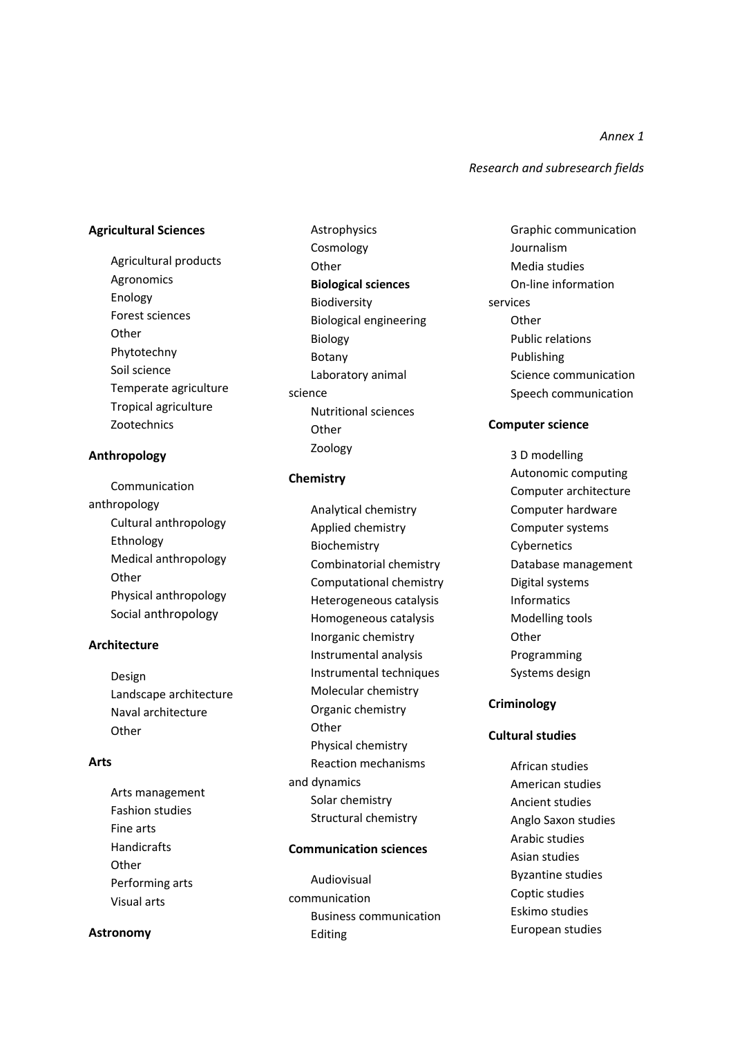*Annex 1*

*Research and subresearch fields*

**Agricultural Sciences**

- Agricultural products
- Agronomics
- Enology
- Forest sciences
- Other
- Phytotechny
- Soil science
- Temperate agriculture
- Tropical agriculture
- Zootechnics

**Anthropology**

- Communication anthropology
- Cultural anthropology
- Ethnology
- Medical anthropology
- Other
- Physical anthropology
- Social anthropology

**Architecture**

- Design
- Landscape architecture
- Naval architecture
- Other

**Arts**

- Arts management
- Fashion studies
- Fine arts
- Handicrafts
- Other
- Performing arts
- Visual arts

**Astronomy**

- Astrophysics
- Cosmology
- Other

**Biological sciences**

- Biodiversity
- Biological engineering
- Biology
- Botany
- Laboratory animal science
- Nutritional sciences
- Other
- Zoology

**Chemistry**

- Analytical chemistry
- Applied chemistry
- Biochemistry
- Combinatorial chemistry
- Computational chemistry
- Heterogeneous catalysis
- Homogeneous catalysis
- Inorganic chemistry
- Instrumental analysis
- Instrumental techniques
- Molecular chemistry
- Organic chemistry
- Other
- Physical chemistry
- Reaction mechanisms and dynamics
- Solar chemistry
- Structural chemistry

**Communication sciences**

- Audiovisual communication
- Business communication
- Editing
- Graphic communication
- Journalism
- Media studies
- On-line information services
- Other
- Public relations
- Publishing
- Science communication
- Speech communication

**Computer science**

- 3 D modelling
- Autonomic computing
- Computer architecture
- Computer hardware
- Computer systems
- Cybernetics
- Database management
- Digital systems
- Informatics
- Modelling tools
- Other
- Programming
- Systems design

**Criminology**

**Cultural studies**

- African studies
- American studies
- Ancient studies
- Anglo Saxon studies
- Arabic studies
- Asian studies
- Byzantine studies
- Coptic studies
- Eskimo studies
- European studies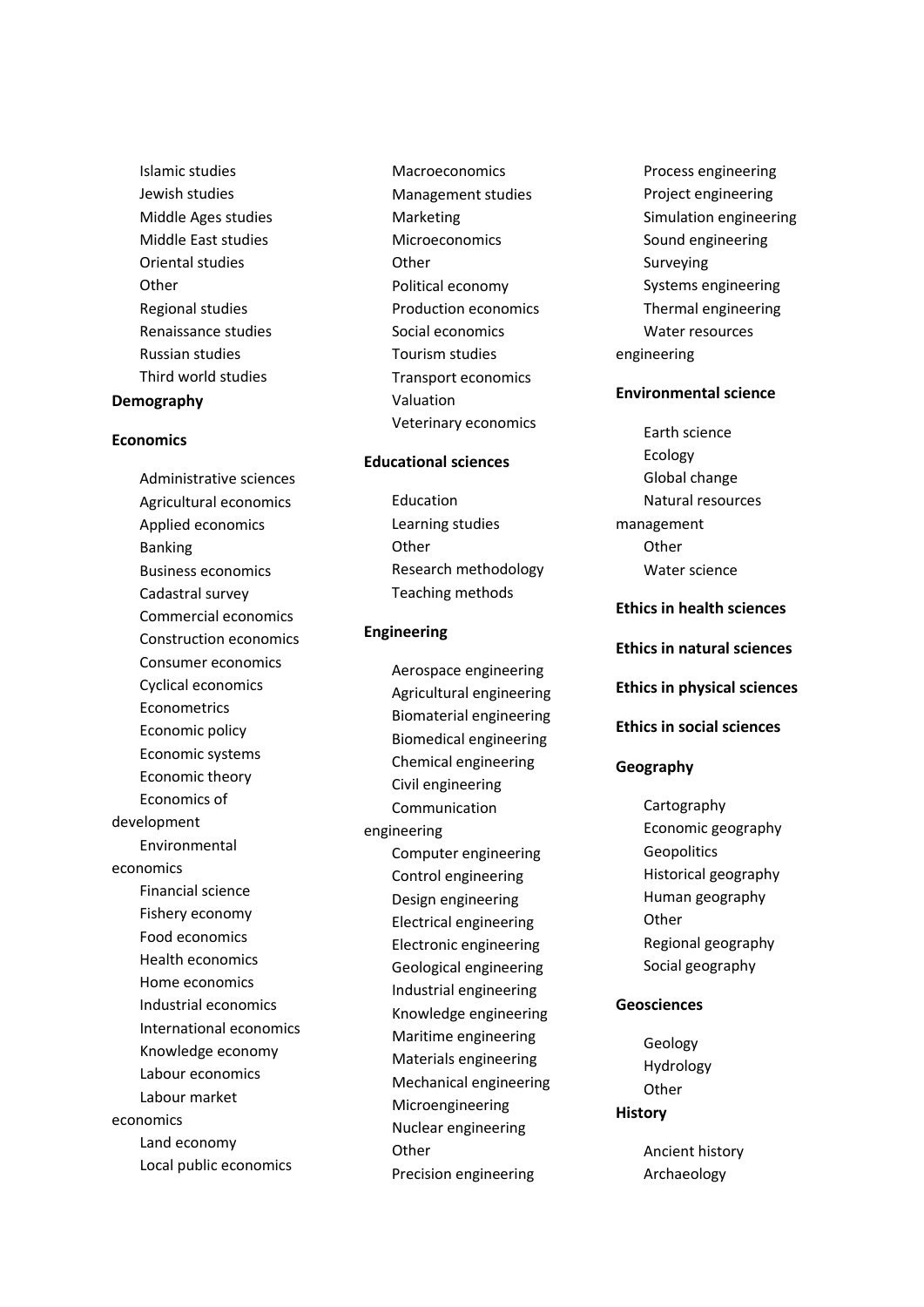- Islamic studies
- Jewish studies
- Middle Ages studies
- Middle East studies
- Oriental studies
- Other
- Regional studies
- Renaissance studies
- Russian studies
- Third world studies

**Demography**

**Economics**

- Administrative sciences
- Agricultural economics
- Applied economics
- Banking
- Business economics
- Cadastral survey
- Commercial economics
- Construction economics
- Consumer economics
- Cyclical economics
- Econometrics
- Economic policy
- Economic systems
- Economic theory
- Economics of development
- Environmental economics
- Financial science
- Fishery economy
- Food economics
- Health economics
- Home economics
- Industrial economics
- International economics
- Knowledge economy
- Labour economics
- Labour market economics
- Land economy
- Local public economics
- Macroeconomics
- Management studies
- Marketing
- Microeconomics
- Other
- Political economy
- Production economics
- Social economics
- Tourism studies
- Transport economics
- Valuation
- Veterinary economics

**Educational sciences**

- Education
- Learning studies
- Other
- Research methodology
- Teaching methods

**Engineering**

- Aerospace engineering
- Agricultural engineering
- Biomaterial engineering
- Biomedical engineering
- Chemical engineering
- Civil engineering
- Communication engineering
- Computer engineering
- Control engineering
- Design engineering
- Electrical engineering
- Electronic engineering
- Geological engineering
- Industrial engineering
- Knowledge engineering
- Maritime engineering
- Materials engineering
- Mechanical engineering
- Microengineering
- Nuclear engineering
- Other
- Precision engineering
- Process engineering
- Project engineering
- Simulation engineering
- Sound engineering
- Surveying
- Systems engineering
- Thermal engineering
- Water resources engineering

**Environmental science**

- Earth science
- Ecology
- Global change
- Natural resources management
- Other
- Water science

**Ethics in health sciences**

**Ethics in natural sciences**

**Ethics in physical sciences**

**Ethics in social sciences**

**Geography**

- Cartography
- Economic geography
- Geopolitics
- Historical geography
- Human geography
- Other
- Regional geography
- Social geography

**Geosciences**

- Geology
- Hydrology
- Other

**History**

- Ancient history
- Archaeology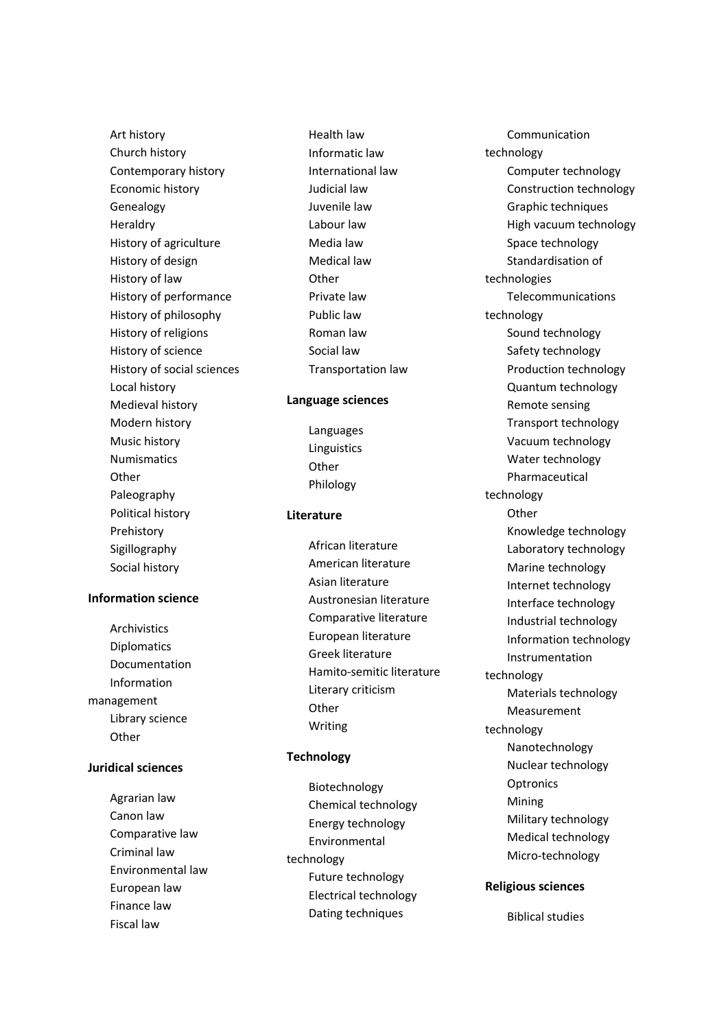- Art history
- Church history
- Contemporary history
- Economic history
- Genealogy
- Heraldry
- History of agriculture
- History of design
- History of law
- History of performance
- History of philosophy
- History of religions
- History of science
- History of social sciences
- Local history
- Medieval history
- Modern history
- Music history
- Numismatics
- Other
- Paleography
- Political history
- Prehistory
- Sigillography
- Social history

**Information science**

- Archivistics
- Diplomatics
- Documentation
- Information management
- Library science
- Other

**Juridical sciences**

- Agrarian law
- Canon law
- Comparative law
- Criminal law
- Environmental law
- European law
- Finance law
- Fiscal law
- Health law
- Informatic law
- International law
- Judicial law
- Juvenile law
- Labour law
- Media law
- Medical law
- Other
- Private law
- Public law
- Roman law
- Social law
- Transportation law

**Language sciences**

- Languages
- Linguistics
- Other
- Philology

**Literature**

- African literature
- American literature
- Asian literature
- Austronesian literature
- Comparative literature
- European literature
- Greek literature
- Hamito-semitic literature
- Literary criticism
- Other
- Writing

**Technology**

- Biotechnology
- Chemical technology
- Energy technology
- Environmental technology
- Future technology
- Electrical technology
- Dating techniques
- Communication technology
- Computer technology
- Construction technology
- Graphic techniques
- High vacuum technology
- Space technology
- Standardisation of technologies
- Telecommunications technology
- Sound technology
- Safety technology
- Production technology
- Quantum technology
- Remote sensing
- Transport technology
- Vacuum technology
- Water technology
- Pharmaceutical technology
- Other
- Knowledge technology
- Laboratory technology
- Marine technology
- Internet technology
- Interface technology
- Industrial technology
- Information technology
- Instrumentation technology
- Materials technology
- Measurement technology
- Nanotechnology
- Nuclear technology
- Optronics
- Mining
- Military technology
- Medical technology
- Micro-technology

**Religious sciences**

- Biblical studies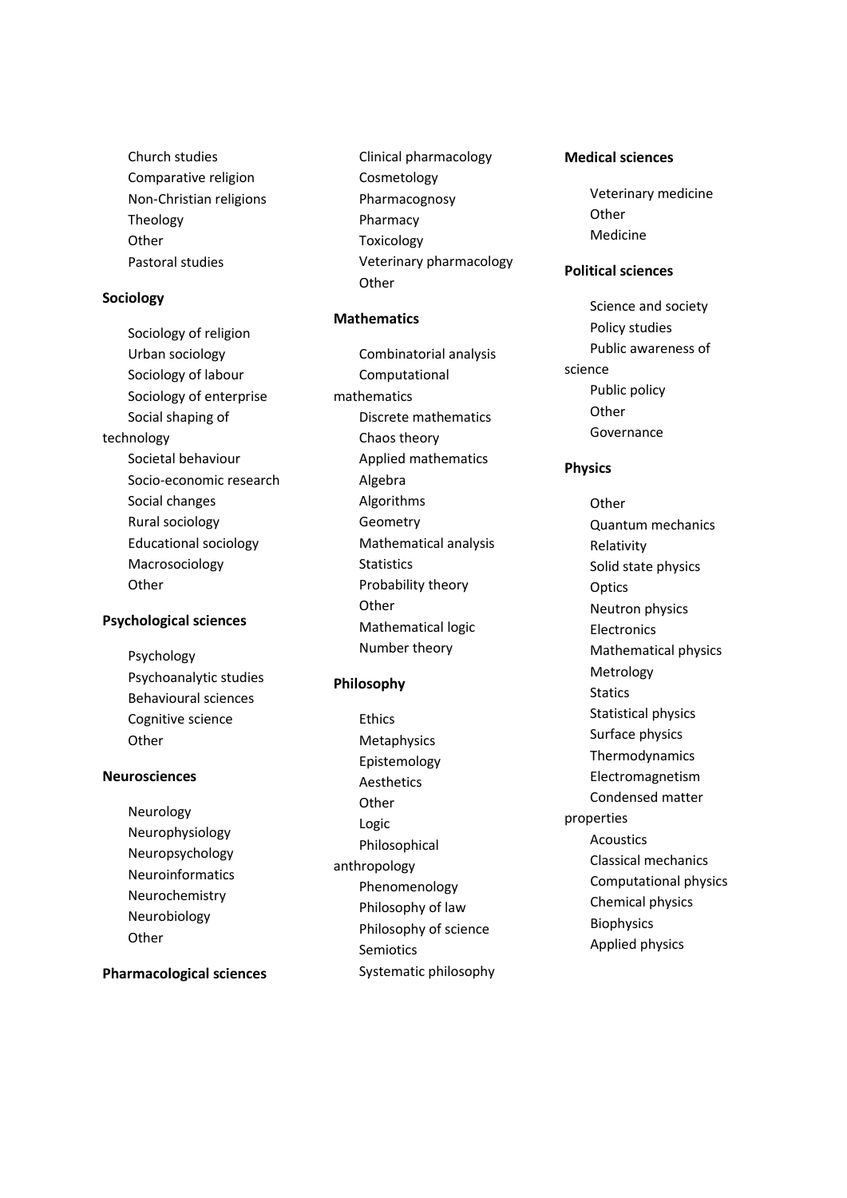- Church studies
- Comparative religion
- Non-Christian religions
- Theology
- Other
- Pastoral studies

**Sociology**

- Sociology of religion
- Urban sociology
- Sociology of labour
- Sociology of enterprise
- Social shaping of technology
- Societal behaviour
- Socio-economic research
- Social changes
- Rural sociology
- Educational sociology
- Macrosociology
- Other

**Psychological sciences**

- Psychology
- Psychoanalytic studies
- Behavioural sciences
- Cognitive science
- Other

**Neurosciences**

- Neurology
- Neurophysiology
- Neuropsychology
- Neuroinformatics
- Neurochemistry
- Neurobiology
- Other

**Pharmacological sciences**

- Clinical pharmacology
- Cosmetology
- Pharmacognosy
- Pharmacy
- Toxicology
- Veterinary pharmacology
- Other

**Mathematics**

- Combinatorial analysis
- Computational mathematics
- Discrete mathematics
- Chaos theory
- Applied mathematics
- Algebra
- Algorithms
- Geometry
- Mathematical analysis
- Statistics
- Probability theory
- Other
- Mathematical logic
- Number theory

**Philosophy**

- Ethics
- Metaphysics
- Epistemology
- Aesthetics
- Other
- Logic
- Philosophical anthropology
- Phenomenology
- Philosophy of law
- Philosophy of science
- Semiotics
- Systematic philosophy

**Medical sciences**

- Veterinary medicine
- Other
- Medicine

**Political sciences**

- Science and society
- Policy studies
- Public awareness of science
- Public policy
- Other
- Governance

**Physics**

- Other
- Quantum mechanics
- Relativity
- Solid state physics
- Optics
- Neutron physics
- Electronics
- Mathematical physics
- Metrology
- Statics
- Statistical physics
- Surface physics
- Thermodynamics
- Electromagnetism
- Condensed matter properties
- Acoustics
- Classical mechanics
- Computational physics
- Chemical physics
- Biophysics
- Applied physics